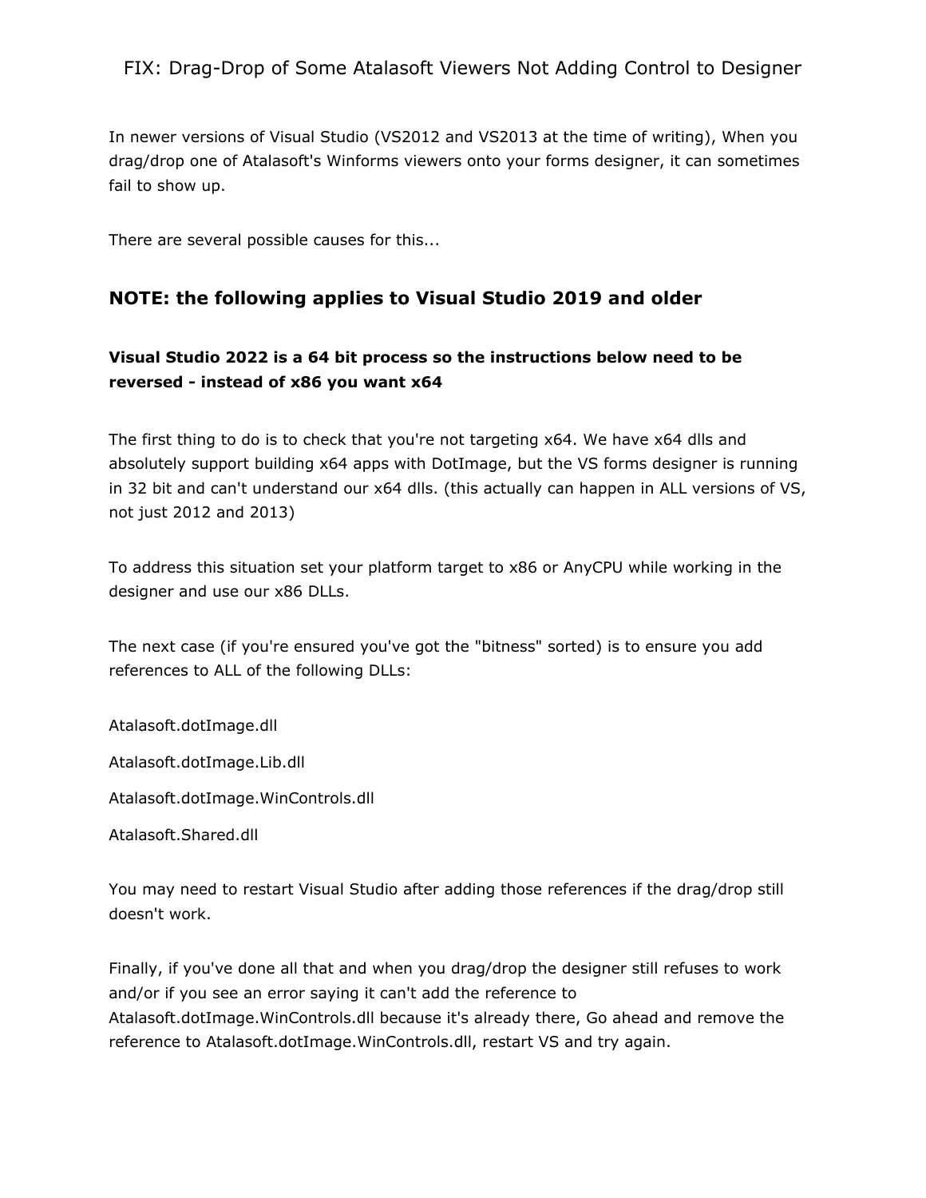# FIX: Drag-Drop of Some Atalasoft Viewers Not Adding Control to Designer

In newer versions of Visual Studio (VS2012 and VS2013 at the time of writing), When you drag/drop one of Atalasoft's Winforms viewers onto your forms designer, it can sometimes fail to show up.

There are several possible causes for this...

### NOTE: the following applies to Visual Studio 2019 and older

**Visual Studio 2022 is a 64 bit process so the instructions below need to be reversed - instead of x86 you want x64**

The first thing to do is to check that you're not targeting x64. We have x64 dlls and absolutely support building x64 apps with DotImage, but the VS forms designer is running in 32 bit and can't understand our x64 dlls. (this actually can happen in ALL versions of VS, not just 2012 and 2013)

To address this situation set your platform target to x86 or AnyCPU while working in the designer and use our x86 DLLs.

The next case (if you're ensured you've got the "bitness" sorted) is to ensure you add references to ALL of the following DLLs:

Atalasoft.dotImage.dll

Atalasoft.dotImage.Lib.dll

Atalasoft.dotImage.WinControls.dll

Atalasoft.Shared.dll

You may need to restart Visual Studio after adding those references if the drag/drop still doesn't work.

Finally, if you've done all that and when you drag/drop the designer still refuses to work and/or if you see an error saying it can't add the reference to Atalasoft.dotImage.WinControls.dll because it's already there, Go ahead and remove the reference to Atalasoft.dotImage.WinControls.dll, restart VS and try again.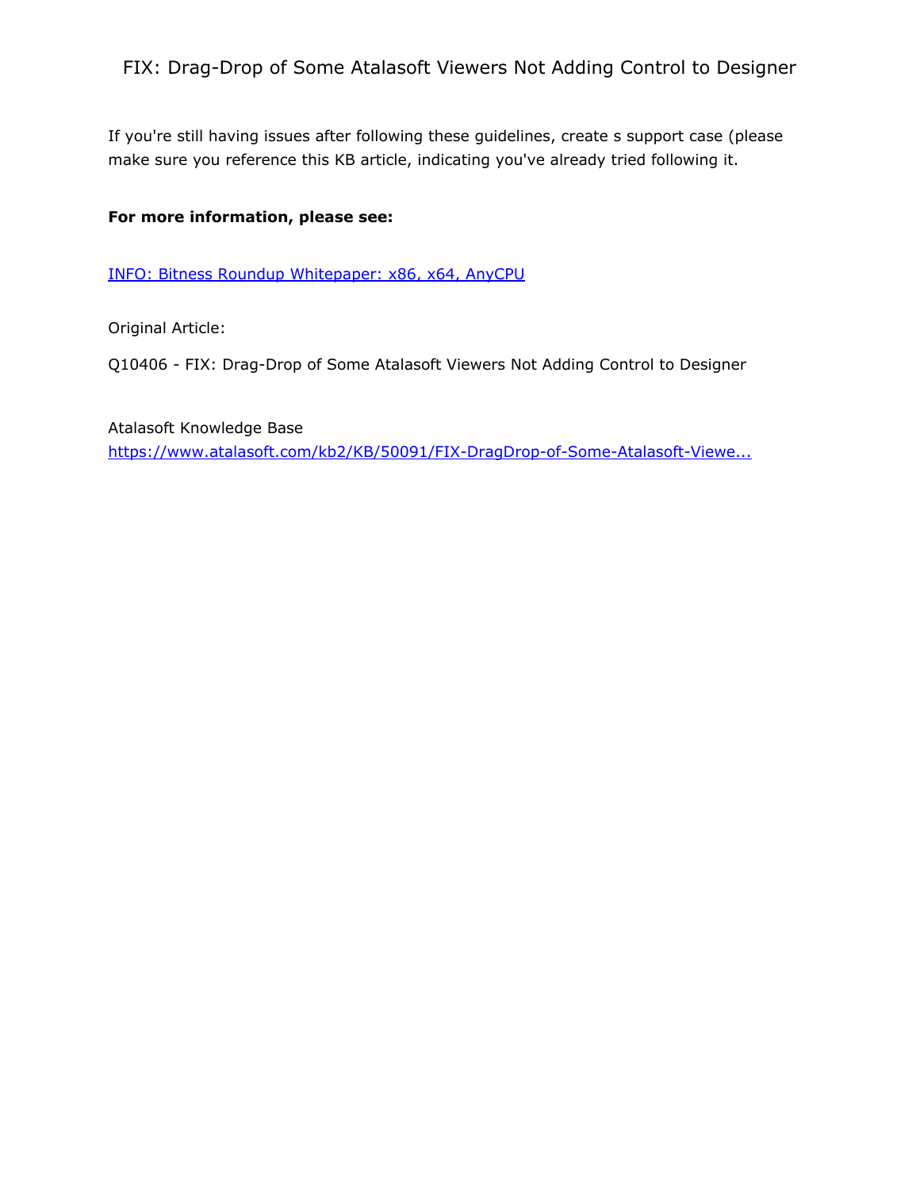If you're still having issues after following these guidelines, create s support case (please make sure you reference this KB article, indicating you've already tried following it.

**For more information, please see:**

[INFO: Bitness Roundup Whitepaper: x86, x64, AnyCPU]()

Original Article:

Q10406 - FIX: Drag-Drop of Some Atalasoft Viewers Not Adding Control to Designer

Atalasoft Knowledge Base
[https://www.atalasoft.com/kb2/KB/50091/FIX-DragDrop-of-Some-Atalasoft-Viewe...](https://www.atalasoft.com/kb2/KB/50091/FIX-DragDrop-of-Some-Atalasoft-Viewe...)